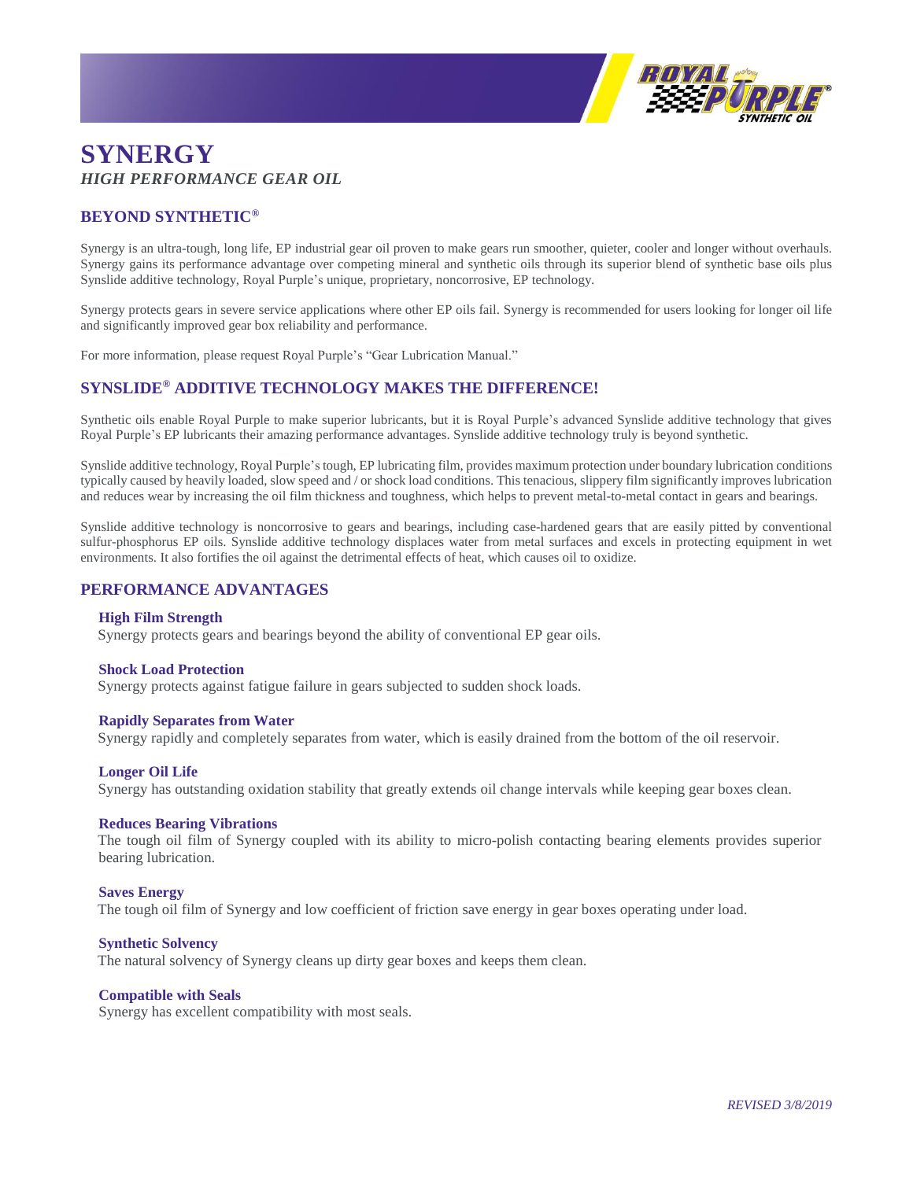# SYNERGY

*HIGH PERFORMANCE GEAR OIL*

## BEYOND SYNTHETIC®

Synergy is an ultra-tough, long life, EP industrial gear oil proven to make gears run smoother, quieter, cooler and longer without overhauls. Synergy gains its performance advantage over competing mineral and synthetic oils through its superior blend of synthetic base oils plus Synslide additive technology, Royal Purple's unique, proprietary, noncorrosive, EP technology.

Synergy protects gears in severe service applications where other EP oils fail. Synergy is recommended for users looking for longer oil life and significantly improved gear box reliability and performance.

For more information, please request Royal Purple's "Gear Lubrication Manual."

## SYNSLIDE® ADDITIVE TECHNOLOGY MAKES THE DIFFERENCE!

Synthetic oils enable Royal Purple to make superior lubricants, but it is Royal Purple's advanced Synslide additive technology that gives Royal Purple's EP lubricants their amazing performance advantages. Synslide additive technology truly is beyond synthetic.

Synslide additive technology, Royal Purple's tough, EP lubricating film, provides maximum protection under boundary lubrication conditions typically caused by heavily loaded, slow speed and / or shock load conditions. This tenacious, slippery film significantly improves lubrication and reduces wear by increasing the oil film thickness and toughness, which helps to prevent metal-to-metal contact in gears and bearings.

Synslide additive technology is noncorrosive to gears and bearings, including case-hardened gears that are easily pitted by conventional sulfur-phosphorus EP oils. Synslide additive technology displaces water from metal surfaces and excels in protecting equipment in wet environments. It also fortifies the oil against the detrimental effects of heat, which causes oil to oxidize.

## PERFORMANCE ADVANTAGES

### High Film Strength

Synergy protects gears and bearings beyond the ability of conventional EP gear oils.

### Shock Load Protection

Synergy protects against fatigue failure in gears subjected to sudden shock loads.

### Rapidly Separates from Water

Synergy rapidly and completely separates from water, which is easily drained from the bottom of the oil reservoir.

### Longer Oil Life

Synergy has outstanding oxidation stability that greatly extends oil change intervals while keeping gear boxes clean.

### Reduces Bearing Vibrations

The tough oil film of Synergy coupled with its ability to micro-polish contacting bearing elements provides superior bearing lubrication.

### Saves Energy

The tough oil film of Synergy and low coefficient of friction save energy in gear boxes operating under load.

### Synthetic Solvency

The natural solvency of Synergy cleans up dirty gear boxes and keeps them clean.

### Compatible with Seals

Synergy has excellent compatibility with most seals.

*REVISED 3/8/2019*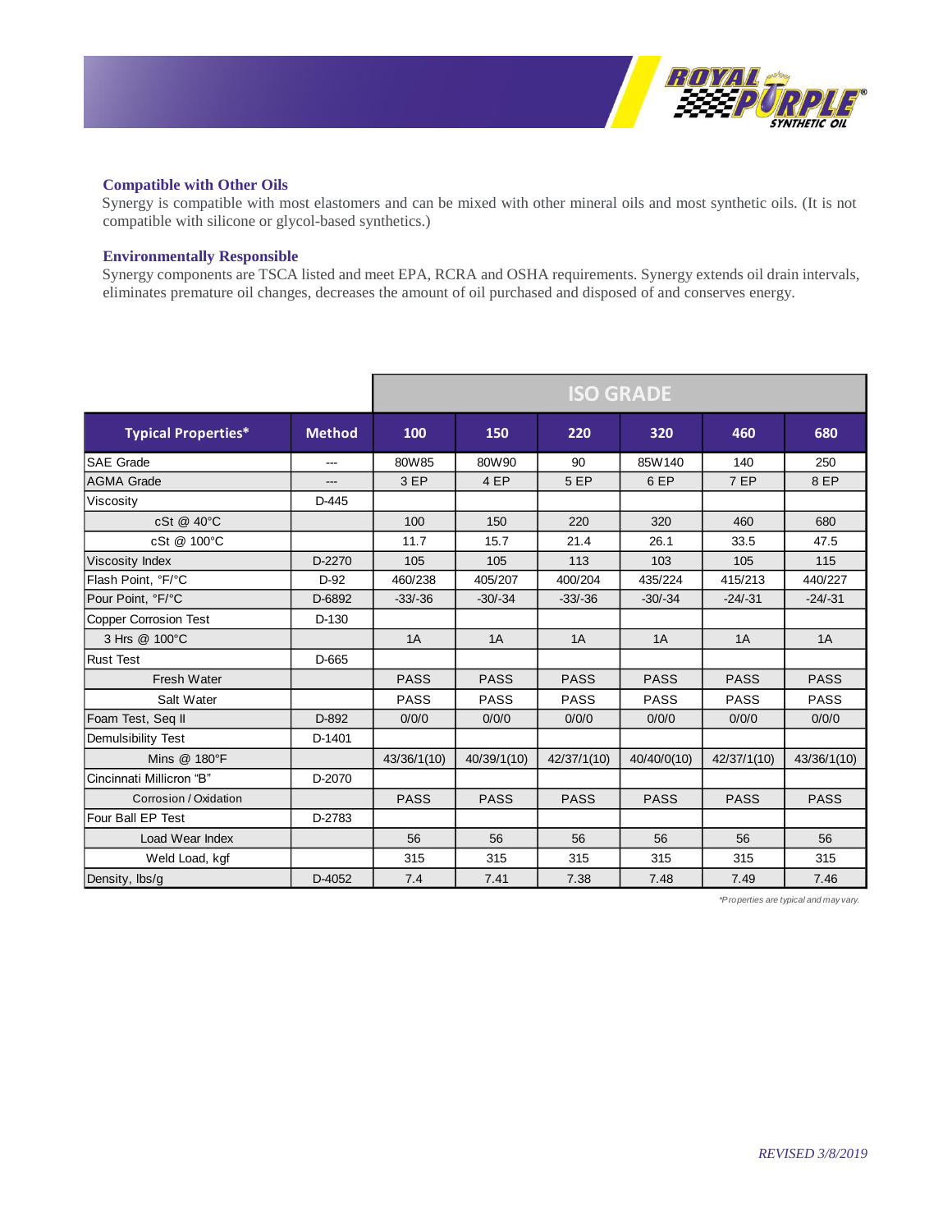### Compatible with Other Oils

Synergy is compatible with most elastomers and can be mixed with other mineral oils and most synthetic oils. (It is not compatible with silicone or glycol-based synthetics.)

### Environmentally Responsible

Synergy components are TSCA listed and meet EPA, RCRA and OSHA requirements. Synergy extends oil drain intervals, eliminates premature oil changes, decreases the amount of oil purchased and disposed of and conserves energy.

| | | ISO GRADE | | | | | |
|---|---|---|---|---|---|---|---|
| **Typical Properties*** | **Method** | **100** | **150** | **220** | **320** | **460** | **680** |
| SAE Grade | --- | 80W85 | 80W90 | 90 | 85W140 | 140 | 250 |
| AGMA Grade | --- | 3 EP | 4 EP | 5 EP | 6 EP | 7 EP | 8 EP |
| Viscosity | D-445 | | | | | | |
| cSt @ 40°C | | 100 | 150 | 220 | 320 | 460 | 680 |
| cSt @ 100°C | | 11.7 | 15.7 | 21.4 | 26.1 | 33.5 | 47.5 |
| Viscosity Index | D-2270 | 105 | 105 | 113 | 103 | 105 | 115 |
| Flash Point, °F/°C | D-92 | 460/238 | 405/207 | 400/204 | 435/224 | 415/213 | 440/227 |
| Pour Point, °F/°C | D-6892 | -33/-36 | -30/-34 | -33/-36 | -30/-34 | -24/-31 | -24/-31 |
| Copper Corrosion Test | D-130 | | | | | | |
| 3 Hrs @ 100°C | | 1A | 1A | 1A | 1A | 1A | 1A |
| Rust Test | D-665 | | | | | | |
| Fresh Water | | PASS | PASS | PASS | PASS | PASS | PASS |
| Salt Water | | PASS | PASS | PASS | PASS | PASS | PASS |
| Foam Test, Seq II | D-892 | 0/0/0 | 0/0/0 | 0/0/0 | 0/0/0 | 0/0/0 | 0/0/0 |
| Demulsibility Test | D-1401 | | | | | | |
| Mins @ 180°F | | 43/36/1(10) | 40/39/1(10) | 42/37/1(10) | 40/40/0(10) | 42/37/1(10) | 43/36/1(10) |
| Cincinnati Millicron "B" | D-2070 | | | | | | |
| Corrosion / Oxidation | | PASS | PASS | PASS | PASS | PASS | PASS |
| Four Ball EP Test | D-2783 | | | | | | |
| Load Wear Index | | 56 | 56 | 56 | 56 | 56 | 56 |
| Weld Load, kgf | | 315 | 315 | 315 | 315 | 315 | 315 |
| Density, lbs/g | D-4052 | 7.4 | 7.41 | 7.38 | 7.48 | 7.49 | 7.46 |

*\*Properties are typical and may vary.*

*REVISED 3/8/2019*